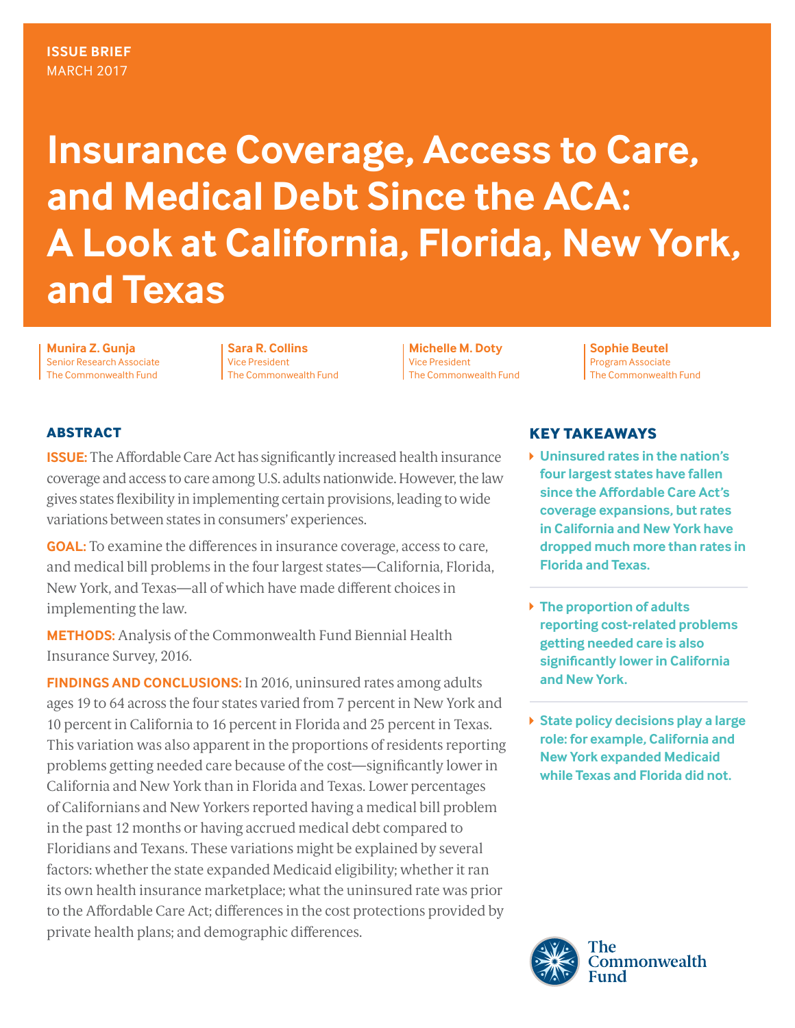ISSUE BRIEF
MARCH 2017

# Insurance Coverage, Access to Care, and Medical Debt Since the ACA: A Look at California, Florida, New York, and Texas

**Munira Z. Gunja**
Senior Research Associate
The Commonwealth Fund

**Sara R. Collins**
Vice President
The Commonwealth Fund

**Michelle M. Doty**
Vice President
The Commonwealth Fund

**Sophie Beutel**
Program Associate
The Commonwealth Fund

## ABSTRACT

**ISSUE:** The Affordable Care Act has significantly increased health insurance coverage and access to care among U.S. adults nationwide. However, the law gives states flexibility in implementing certain provisions, leading to wide variations between states in consumers' experiences.

**GOAL:** To examine the differences in insurance coverage, access to care, and medical bill problems in the four largest states—California, Florida, New York, and Texas—all of which have made different choices in implementing the law.

**METHODS:** Analysis of the Commonwealth Fund Biennial Health Insurance Survey, 2016.

**FINDINGS AND CONCLUSIONS:** In 2016, uninsured rates among adults ages 19 to 64 across the four states varied from 7 percent in New York and 10 percent in California to 16 percent in Florida and 25 percent in Texas. This variation was also apparent in the proportions of residents reporting problems getting needed care because of the cost—significantly lower in California and New York than in Florida and Texas. Lower percentages of Californians and New Yorkers reported having a medical bill problem in the past 12 months or having accrued medical debt compared to Floridians and Texans. These variations might be explained by several factors: whether the state expanded Medicaid eligibility; whether it ran its own health insurance marketplace; what the uninsured rate was prior to the Affordable Care Act; differences in the cost protections provided by private health plans; and demographic differences.

## KEY TAKEAWAYS

- **Uninsured rates in the nation's four largest states have fallen since the Affordable Care Act's coverage expansions, but rates in California and New York have dropped much more than rates in Florida and Texas.**
- **The proportion of adults reporting cost-related problems getting needed care is also significantly lower in California and New York.**
- **State policy decisions play a large role: for example, California and New York expanded Medicaid while Texas and Florida did not.**

The Commonwealth Fund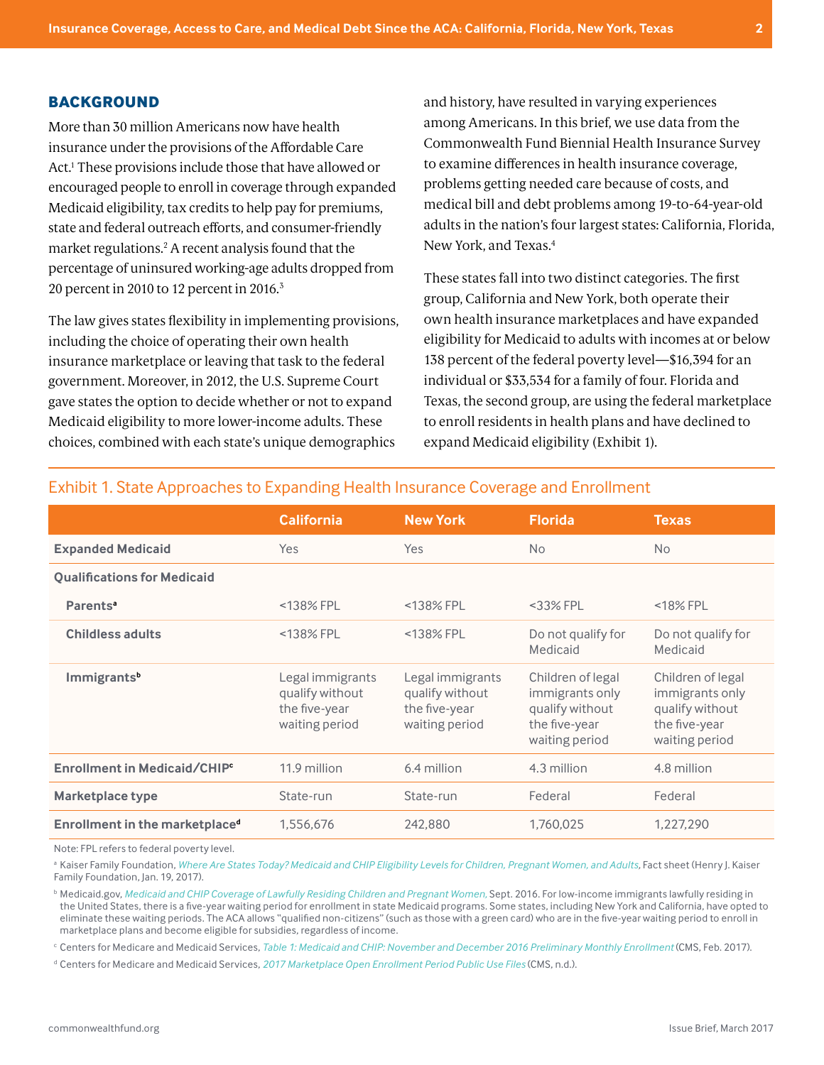## BACKGROUND

More than 30 million Americans now have health insurance under the provisions of the Affordable Care Act.[1] These provisions include those that have allowed or encouraged people to enroll in coverage through expanded Medicaid eligibility, tax credits to help pay for premiums, state and federal outreach efforts, and consumer-friendly market regulations.[2] A recent analysis found that the percentage of uninsured working-age adults dropped from 20 percent in 2010 to 12 percent in 2016.[3]

The law gives states flexibility in implementing provisions, including the choice of operating their own health insurance marketplace or leaving that task to the federal government. Moreover, in 2012, the U.S. Supreme Court gave states the option to decide whether or not to expand Medicaid eligibility to more lower-income adults. These choices, combined with each state's unique demographics and history, have resulted in varying experiences among Americans. In this brief, we use data from the Commonwealth Fund Biennial Health Insurance Survey to examine differences in health insurance coverage, problems getting needed care because of costs, and medical bill and debt problems among 19-to-64-year-old adults in the nation's four largest states: California, Florida, New York, and Texas.[4]

These states fall into two distinct categories. The first group, California and New York, both operate their own health insurance marketplaces and have expanded eligibility for Medicaid to adults with incomes at or below 138 percent of the federal poverty level—$16,394 for an individual or $33,534 for a family of four. Florida and Texas, the second group, are using the federal marketplace to enroll residents in health plans and have declined to expand Medicaid eligibility (Exhibit 1).

### Exhibit 1. State Approaches to Expanding Health Insurance Coverage and Enrollment

| | California | New York | Florida | Texas |
|---|---|---|---|---|
| **Expanded Medicaid** | Yes | Yes | No | No |
| **Qualifications for Medicaid** | | | | |
| **Parents**[a] | <138% FPL | <138% FPL | <33% FPL | <18% FPL |
| **Childless adults** | <138% FPL | <138% FPL | Do not qualify for Medicaid | Do not qualify for Medicaid |
| **Immigrants**[b] | Legal immigrants qualify without the five-year waiting period | Legal immigrants qualify without the five-year waiting period | Children of legal immigrants only qualify without the five-year waiting period | Children of legal immigrants only qualify without the five-year waiting period |
| **Enrollment in Medicaid/CHIP**[c] | 11.9 million | 6.4 million | 4.3 million | 4.8 million |
| **Marketplace type** | State-run | State-run | Federal | Federal |
| **Enrollment in the marketplace**[d] | 1,556,676 | 242,880 | 1,760,025 | 1,227,290 |

Note: FPL refers to federal poverty level.

[a] Kaiser Family Foundation, *Where Are States Today? Medicaid and CHIP Eligibility Levels for Children, Pregnant Women, and Adults,* Fact sheet (Henry J. Kaiser Family Foundation, Jan. 19, 2017).

[b] Medicaid.gov, *Medicaid and CHIP Coverage of Lawfully Residing Children and Pregnant Women,* Sept. 2016. For low-income immigrants lawfully residing in the United States, there is a five-year waiting period for enrollment in state Medicaid programs. Some states, including New York and California, have opted to eliminate these waiting periods. The ACA allows "qualified non-citizens" (such as those with a green card) who are in the five-year waiting period to enroll in marketplace plans and become eligible for subsidies, regardless of income.

[c] Centers for Medicare and Medicaid Services, *Table 1: Medicaid and CHIP: November and December 2016 Preliminary Monthly Enrollment* (CMS, Feb. 2017).

[d] Centers for Medicare and Medicaid Services, *2017 Marketplace Open Enrollment Period Public Use Files* (CMS, n.d.).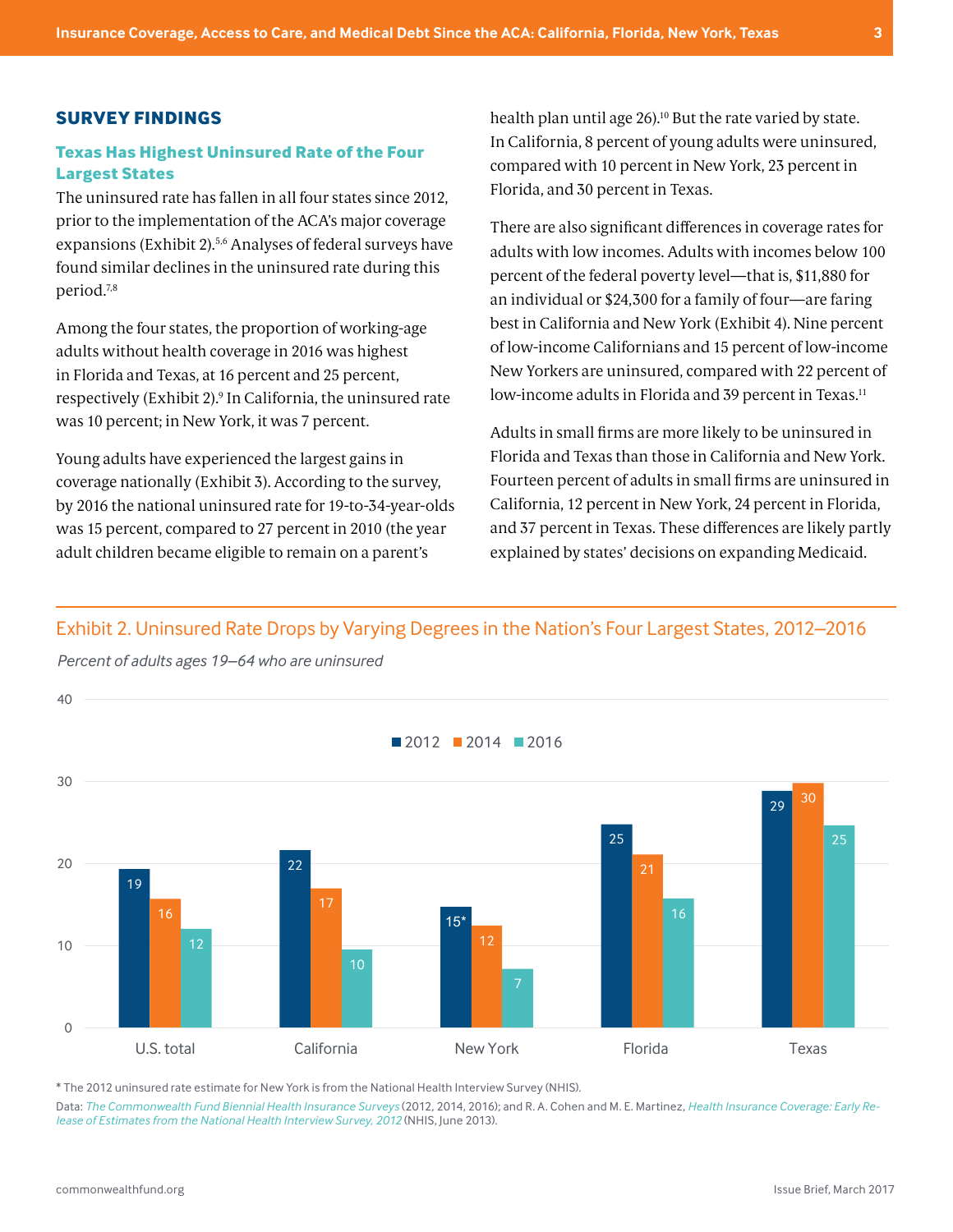## SURVEY FINDINGS

### Texas Has Highest Uninsured Rate of the Four Largest States

The uninsured rate has fallen in all four states since 2012, prior to the implementation of the ACA's major coverage expansions (Exhibit 2).[5,6] Analyses of federal surveys have found similar declines in the uninsured rate during this period.[7,8]

Among the four states, the proportion of working-age adults without health coverage in 2016 was highest in Florida and Texas, at 16 percent and 25 percent, respectively (Exhibit 2).[9] In California, the uninsured rate was 10 percent; in New York, it was 7 percent.

Young adults have experienced the largest gains in coverage nationally (Exhibit 3). According to the survey, by 2016 the national uninsured rate for 19-to-34-year-olds was 15 percent, compared to 27 percent in 2010 (the year adult children became eligible to remain on a parent's health plan until age 26).[10] But the rate varied by state. In California, 8 percent of young adults were uninsured, compared with 10 percent in New York, 23 percent in Florida, and 30 percent in Texas.

There are also significant differences in coverage rates for adults with low incomes. Adults with incomes below 100 percent of the federal poverty level—that is, $11,880 for an individual or $24,300 for a family of four—are faring best in California and New York (Exhibit 4). Nine percent of low-income Californians and 15 percent of low-income New Yorkers are uninsured, compared with 22 percent of low-income adults in Florida and 39 percent in Texas.[11]

Adults in small firms are more likely to be uninsured in Florida and Texas than those in California and New York. Fourteen percent of adults in small firms are uninsured in California, 12 percent in New York, 24 percent in Florida, and 37 percent in Texas. These differences are likely partly explained by states' decisions on expanding Medicaid.

### Exhibit 2. Uninsured Rate Drops by Varying Degrees in the Nation's Four Largest States, 2012–2016

*Percent of adults ages 19–64 who are uninsured*

| | 2012 | 2014 | 2016 |
|---|---|---|---|
| U.S. total | 19 | 16 | 12 |
| California | 22 | 17 | 10 |
| New York | 15* | 12 | 7 |
| Florida | 25 | 21 | 16 |
| Texas | 29 | 30 | 25 |

\* The 2012 uninsured rate estimate for New York is from the National Health Interview Survey (NHIS).

Data: *The Commonwealth Fund Biennial Health Insurance Surveys* (2012, 2014, 2016); and R. A. Cohen and M. E. Martinez, *Health Insurance Coverage: Early Release of Estimates from the National Health Interview Survey, 2012* (NHIS, June 2013).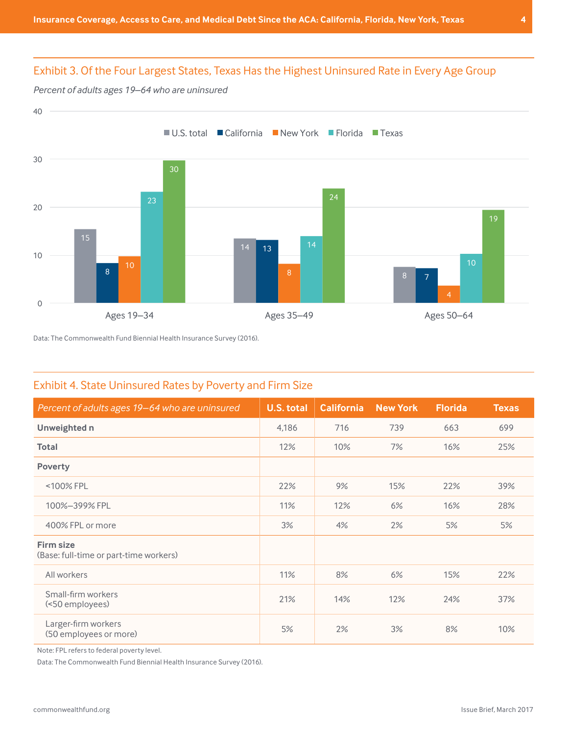## Exhibit 3. Of the Four Largest States, Texas Has the Highest Uninsured Rate in Every Age Group

*Percent of adults ages 19–64 who are uninsured*

| | U.S. total | California | New York | Florida | Texas |
|---|---|---|---|---|---|
| Ages 19–34 | 15 | 8 | 10 | 23 | 30 |
| Ages 35–49 | 14 | 13 | 8 | 14 | 24 |
| Ages 50–64 | 8 | 7 | 4 | 10 | 19 |

Data: The Commonwealth Fund Biennial Health Insurance Survey (2016).

## Exhibit 4. State Uninsured Rates by Poverty and Firm Size

| *Percent of adults ages 19–64 who are uninsured* | U.S. total | California | New York | Florida | Texas |
|---|---|---|---|---|---|
| **Unweighted n** | 4,186 | 716 | 739 | 663 | 699 |
| **Total** | 12% | 10% | 7% | 16% | 25% |
| **Poverty** | | | | | |
| <100% FPL | 22% | 9% | 15% | 22% | 39% |
| 100%–399% FPL | 11% | 12% | 6% | 16% | 28% |
| 400% FPL or more | 3% | 4% | 2% | 5% | 5% |
| **Firm size** (Base: full-time or part-time workers) | | | | | |
| All workers | 11% | 8% | 6% | 15% | 22% |
| Small-firm workers (<50 employees) | 21% | 14% | 12% | 24% | 37% |
| Larger-firm workers (50 employees or more) | 5% | 2% | 3% | 8% | 10% |

Note: FPL refers to federal poverty level.

Data: The Commonwealth Fund Biennial Health Insurance Survey (2016).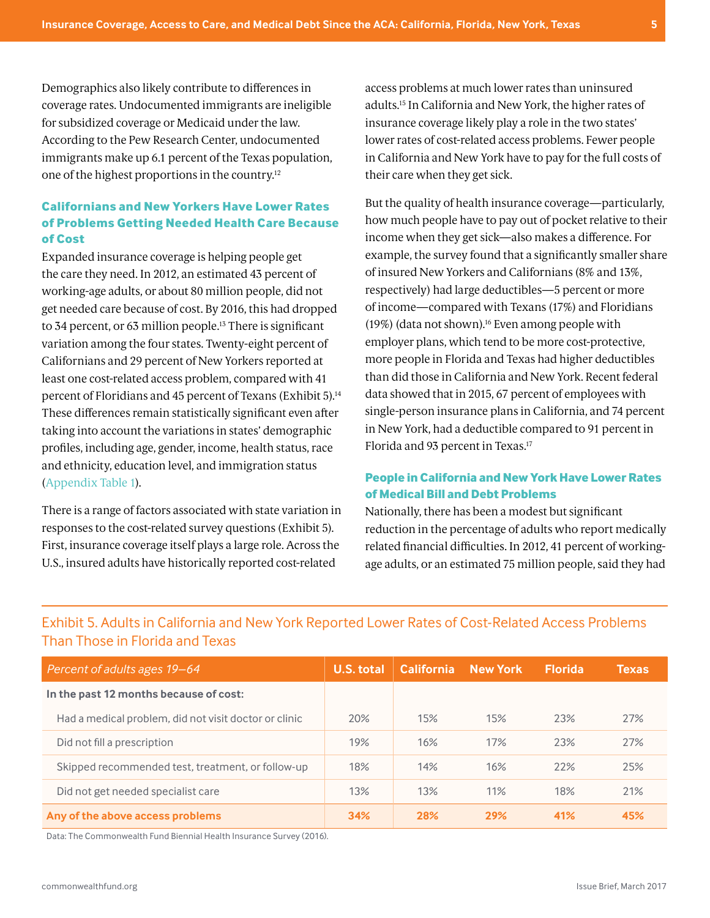Demographics also likely contribute to differences in coverage rates. Undocumented immigrants are ineligible for subsidized coverage or Medicaid under the law. According to the Pew Research Center, undocumented immigrants make up 6.1 percent of the Texas population, one of the highest proportions in the country.[12]

### Californians and New Yorkers Have Lower Rates of Problems Getting Needed Health Care Because of Cost

Expanded insurance coverage is helping people get the care they need. In 2012, an estimated 43 percent of working-age adults, or about 80 million people, did not get needed care because of cost. By 2016, this had dropped to 34 percent, or 63 million people.[13] There is significant variation among the four states. Twenty-eight percent of Californians and 29 percent of New Yorkers reported at least one cost-related access problem, compared with 41 percent of Floridians and 45 percent of Texans (Exhibit 5).[14] These differences remain statistically significant even after taking into account the variations in states' demographic profiles, including age, gender, income, health status, race and ethnicity, education level, and immigration status (Appendix Table 1).

There is a range of factors associated with state variation in responses to the cost-related survey questions (Exhibit 5). First, insurance coverage itself plays a large role. Across the U.S., insured adults have historically reported cost-related access problems at much lower rates than uninsured adults.[15] In California and New York, the higher rates of insurance coverage likely play a role in the two states' lower rates of cost-related access problems. Fewer people in California and New York have to pay for the full costs of their care when they get sick.

But the quality of health insurance coverage—particularly, how much people have to pay out of pocket relative to their income when they get sick—also makes a difference. For example, the survey found that a significantly smaller share of insured New Yorkers and Californians (8% and 13%, respectively) had large deductibles—5 percent or more of income—compared with Texans (17%) and Floridians (19%) (data not shown).[16] Even among people with employer plans, which tend to be more cost-protective, more people in Florida and Texas had higher deductibles than did those in California and New York. Recent federal data showed that in 2015, 67 percent of employees with single-person insurance plans in California, and 74 percent in New York, had a deductible compared to 91 percent in Florida and 93 percent in Texas.[17]

### People in California and New York Have Lower Rates of Medical Bill and Debt Problems

Nationally, there has been a modest but significant reduction in the percentage of adults who report medically related financial difficulties. In 2012, 41 percent of working-age adults, or an estimated 75 million people, said they had

Exhibit 5. Adults in California and New York Reported Lower Rates of Cost-Related Access Problems Than Those in Florida and Texas

| *Percent of adults ages 19–64* | U.S. total | California | New York | Florida | Texas |
|---|---|---|---|---|---|
| **In the past 12 months because of cost:** | | | | | |
| Had a medical problem, did not visit doctor or clinic | 20% | 15% | 15% | 23% | 27% |
| Did not fill a prescription | 19% | 16% | 17% | 23% | 27% |
| Skipped recommended test, treatment, or follow-up | 18% | 14% | 16% | 22% | 25% |
| Did not get needed specialist care | 13% | 13% | 11% | 18% | 21% |
| **Any of the above access problems** | **34%** | **28%** | **29%** | **41%** | **45%** |

Data: The Commonwealth Fund Biennial Health Insurance Survey (2016).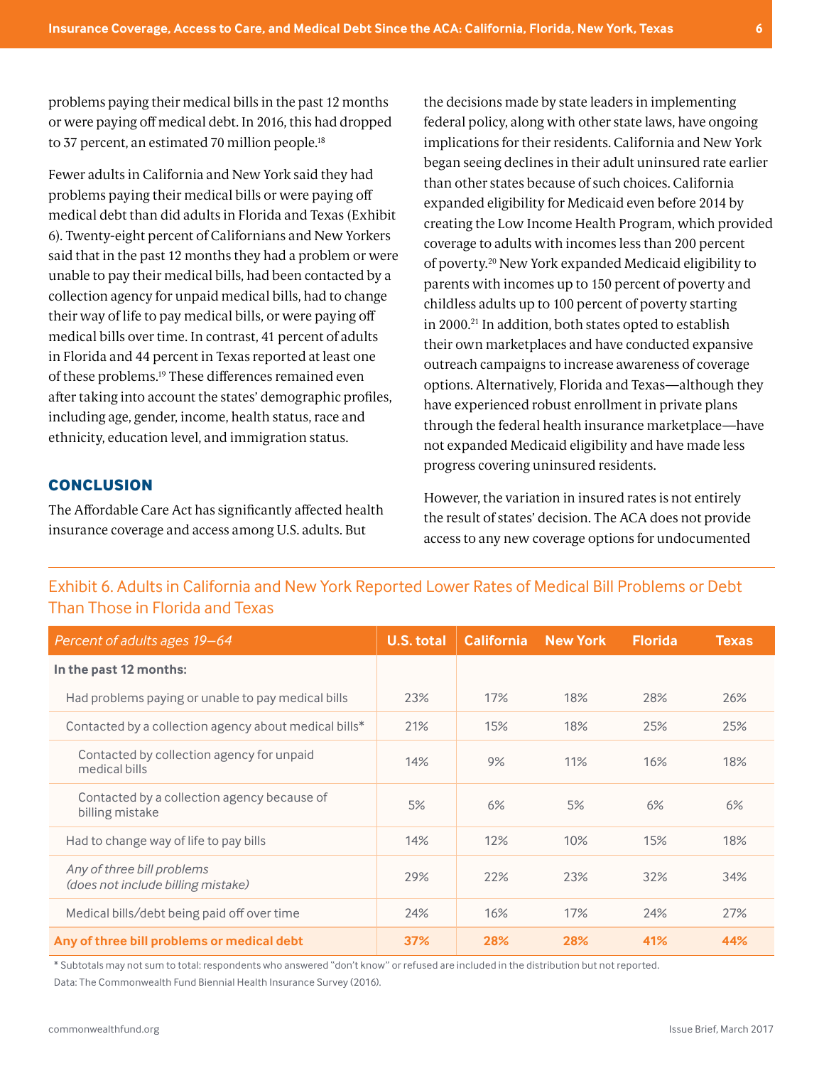problems paying their medical bills in the past 12 months or were paying off medical debt. In 2016, this had dropped to 37 percent, an estimated 70 million people.[18]

Fewer adults in California and New York said they had problems paying their medical bills or were paying off medical debt than did adults in Florida and Texas (Exhibit 6). Twenty-eight percent of Californians and New Yorkers said that in the past 12 months they had a problem or were unable to pay their medical bills, had been contacted by a collection agency for unpaid medical bills, had to change their way of life to pay medical bills, or were paying off medical bills over time. In contrast, 41 percent of adults in Florida and 44 percent in Texas reported at least one of these problems.[19] These differences remained even after taking into account the states' demographic profiles, including age, gender, income, health status, race and ethnicity, education level, and immigration status.

## CONCLUSION

The Affordable Care Act has significantly affected health insurance coverage and access among U.S. adults. But the decisions made by state leaders in implementing federal policy, along with other state laws, have ongoing implications for their residents. California and New York began seeing declines in their adult uninsured rate earlier than other states because of such choices. California expanded eligibility for Medicaid even before 2014 by creating the Low Income Health Program, which provided coverage to adults with incomes less than 200 percent of poverty.[20] New York expanded Medicaid eligibility to parents with incomes up to 150 percent of poverty and childless adults up to 100 percent of poverty starting in 2000.[21] In addition, both states opted to establish their own marketplaces and have conducted expansive outreach campaigns to increase awareness of coverage options. Alternatively, Florida and Texas—although they have experienced robust enrollment in private plans through the federal health insurance marketplace—have not expanded Medicaid eligibility and have made less progress covering uninsured residents.

However, the variation in insured rates is not entirely the result of states' decision. The ACA does not provide access to any new coverage options for undocumented

Exhibit 6. Adults in California and New York Reported Lower Rates of Medical Bill Problems or Debt Than Those in Florida and Texas

| *Percent of adults ages 19–64* | U.S. total | California | New York | Florida | Texas |
|---|---|---|---|---|---|
| **In the past 12 months:** | | | | | |
| Had problems paying or unable to pay medical bills | 23% | 17% | 18% | 28% | 26% |
| Contacted by a collection agency about medical bills* | 21% | 15% | 18% | 25% | 25% |
| Contacted by collection agency for unpaid medical bills | 14% | 9% | 11% | 16% | 18% |
| Contacted by a collection agency because of billing mistake | 5% | 6% | 5% | 6% | 6% |
| Had to change way of life to pay bills | 14% | 12% | 10% | 15% | 18% |
| *Any of three bill problems (does not include billing mistake)* | 29% | 22% | 23% | 32% | 34% |
| Medical bills/debt being paid off over time | 24% | 16% | 17% | 24% | 27% |
| **Any of three bill problems or medical debt** | **37%** | **28%** | **28%** | **41%** | **44%** |

* Subtotals may not sum to total: respondents who answered "don't know" or refused are included in the distribution but not reported.

Data: The Commonwealth Fund Biennial Health Insurance Survey (2016).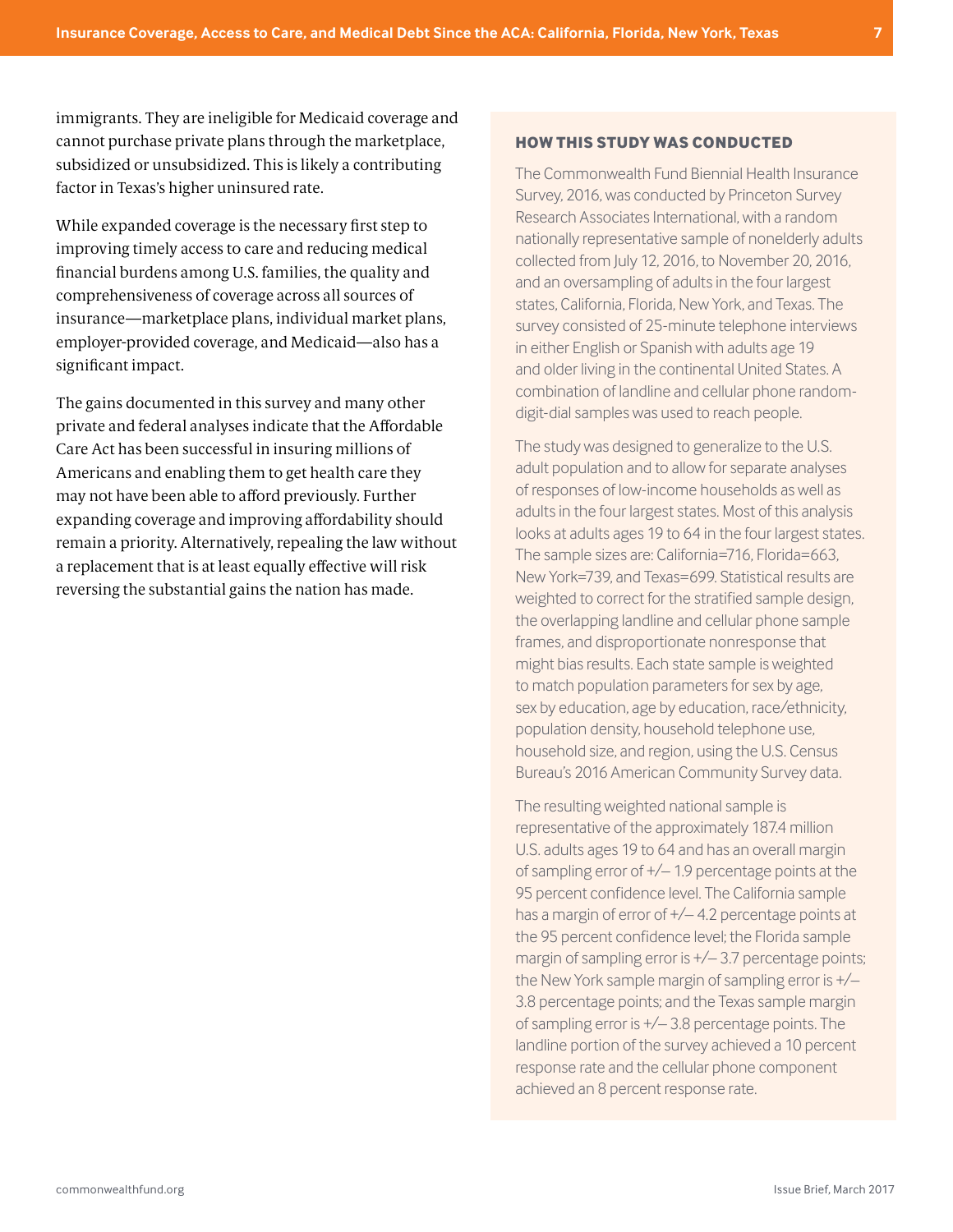immigrants. They are ineligible for Medicaid coverage and cannot purchase private plans through the marketplace, subsidized or unsubsidized. This is likely a contributing factor in Texas's higher uninsured rate.

While expanded coverage is the necessary first step to improving timely access to care and reducing medical financial burdens among U.S. families, the quality and comprehensiveness of coverage across all sources of insurance—marketplace plans, individual market plans, employer-provided coverage, and Medicaid—also has a significant impact.

The gains documented in this survey and many other private and federal analyses indicate that the Affordable Care Act has been successful in insuring millions of Americans and enabling them to get health care they may not have been able to afford previously. Further expanding coverage and improving affordability should remain a priority. Alternatively, repealing the law without a replacement that is at least equally effective will risk reversing the substantial gains the nation has made.

## HOW THIS STUDY WAS CONDUCTED

The Commonwealth Fund Biennial Health Insurance Survey, 2016, was conducted by Princeton Survey Research Associates International, with a random nationally representative sample of nonelderly adults collected from July 12, 2016, to November 20, 2016, and an oversampling of adults in the four largest states, California, Florida, New York, and Texas. The survey consisted of 25-minute telephone interviews in either English or Spanish with adults age 19 and older living in the continental United States. A combination of landline and cellular phone random-digit-dial samples was used to reach people.

The study was designed to generalize to the U.S. adult population and to allow for separate analyses of responses of low-income households as well as adults in the four largest states. Most of this analysis looks at adults ages 19 to 64 in the four largest states. The sample sizes are: California=716, Florida=663, New York=739, and Texas=699. Statistical results are weighted to correct for the stratified sample design, the overlapping landline and cellular phone sample frames, and disproportionate nonresponse that might bias results. Each state sample is weighted to match population parameters for sex by age, sex by education, age by education, race/ethnicity, population density, household telephone use, household size, and region, using the U.S. Census Bureau's 2016 American Community Survey data.

The resulting weighted national sample is representative of the approximately 187.4 million U.S. adults ages 19 to 64 and has an overall margin of sampling error of +/– 1.9 percentage points at the 95 percent confidence level. The California sample has a margin of error of +/– 4.2 percentage points at the 95 percent confidence level; the Florida sample margin of sampling error is +/– 3.7 percentage points; the New York sample margin of sampling error is +/– 3.8 percentage points; and the Texas sample margin of sampling error is +/– 3.8 percentage points. The landline portion of the survey achieved a 10 percent response rate and the cellular phone component achieved an 8 percent response rate.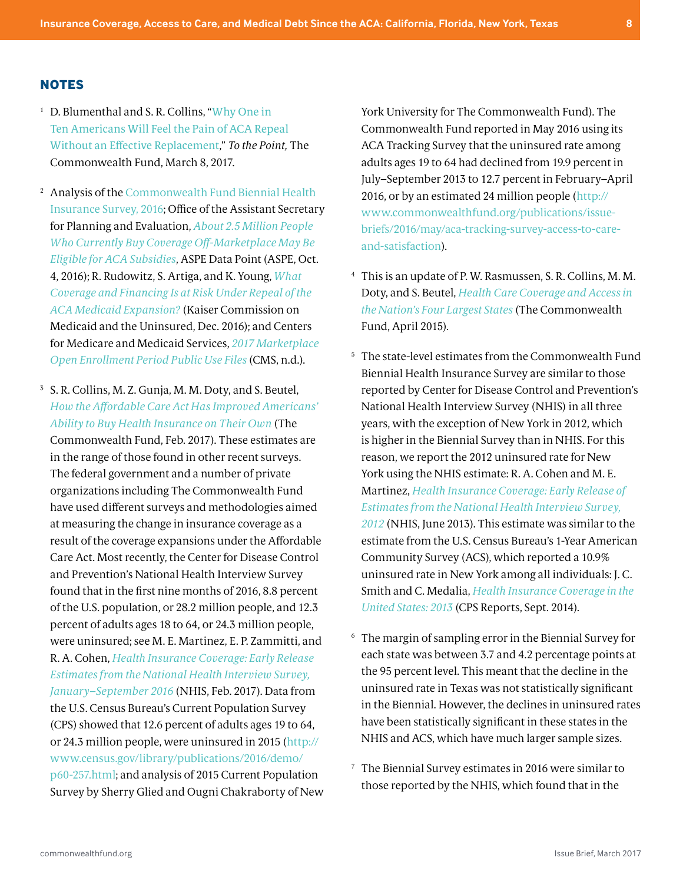## NOTES

1. D. Blumenthal and S. R. Collins, "Why One in Ten Americans Will Feel the Pain of ACA Repeal Without an Effective Replacement," *To the Point,* The Commonwealth Fund, March 8, 2017.

2. Analysis of the Commonwealth Fund Biennial Health Insurance Survey, 2016; Office of the Assistant Secretary for Planning and Evaluation, *About 2.5 Million People Who Currently Buy Coverage Off-Marketplace May Be Eligible for ACA Subsidies*, ASPE Data Point (ASPE, Oct. 4, 2016); R. Rudowitz, S. Artiga, and K. Young, *What Coverage and Financing Is at Risk Under Repeal of the ACA Medicaid Expansion?* (Kaiser Commission on Medicaid and the Uninsured, Dec. 2016); and Centers for Medicare and Medicaid Services, *2017 Marketplace Open Enrollment Period Public Use Files* (CMS, n.d.).

3. S. R. Collins, M. Z. Gunja, M. M. Doty, and S. Beutel, *How the Affordable Care Act Has Improved Americans' Ability to Buy Health Insurance on Their Own* (The Commonwealth Fund, Feb. 2017). These estimates are in the range of those found in other recent surveys. The federal government and a number of private organizations including The Commonwealth Fund have used different surveys and methodologies aimed at measuring the change in insurance coverage as a result of the coverage expansions under the Affordable Care Act. Most recently, the Center for Disease Control and Prevention's National Health Interview Survey found that in the first nine months of 2016, 8.8 percent of the U.S. population, or 28.2 million people, and 12.3 percent of adults ages 18 to 64, or 24.3 million people, were uninsured; see M. E. Martinez, E. P. Zammitti, and R. A. Cohen, *Health Insurance Coverage: Early Release Estimates from the National Health Interview Survey, January–September 2016* (NHIS, Feb. 2017). Data from the U.S. Census Bureau's Current Population Survey (CPS) showed that 12.6 percent of adults ages 19 to 64, or 24.3 million people, were uninsured in 2015 (http://www.census.gov/library/publications/2016/demo/p60-257.html; and analysis of 2015 Current Population Survey by Sherry Glied and Ougni Chakraborty of New York University for The Commonwealth Fund). The Commonwealth Fund reported in May 2016 using its ACA Tracking Survey that the uninsured rate among adults ages 19 to 64 had declined from 19.9 percent in July–September 2013 to 12.7 percent in February–April 2016, or by an estimated 24 million people (http://www.commonwealthfund.org/publications/issue-briefs/2016/may/aca-tracking-survey-access-to-care-and-satisfaction).

4. This is an update of P. W. Rasmussen, S. R. Collins, M. M. Doty, and S. Beutel, *Health Care Coverage and Access in the Nation's Four Largest States* (The Commonwealth Fund, April 2015).

5. The state-level estimates from the Commonwealth Fund Biennial Health Insurance Survey are similar to those reported by Center for Disease Control and Prevention's National Health Interview Survey (NHIS) in all three years, with the exception of New York in 2012, which is higher in the Biennial Survey than in NHIS. For this reason, we report the 2012 uninsured rate for New York using the NHIS estimate: R. A. Cohen and M. E. Martinez, *Health Insurance Coverage: Early Release of Estimates from the National Health Interview Survey, 2012* (NHIS, June 2013). This estimate was similar to the estimate from the U.S. Census Bureau's 1-Year American Community Survey (ACS), which reported a 10.9% uninsured rate in New York among all individuals: J. C. Smith and C. Medalia, *Health Insurance Coverage in the United States: 2013* (CPS Reports, Sept. 2014).

6. The margin of sampling error in the Biennial Survey for each state was between 3.7 and 4.2 percentage points at the 95 percent level. This meant that the decline in the uninsured rate in Texas was not statistically significant in the Biennial. However, the declines in uninsured rates have been statistically significant in these states in the NHIS and ACS, which have much larger sample sizes.

7. The Biennial Survey estimates in 2016 were similar to those reported by the NHIS, which found that in the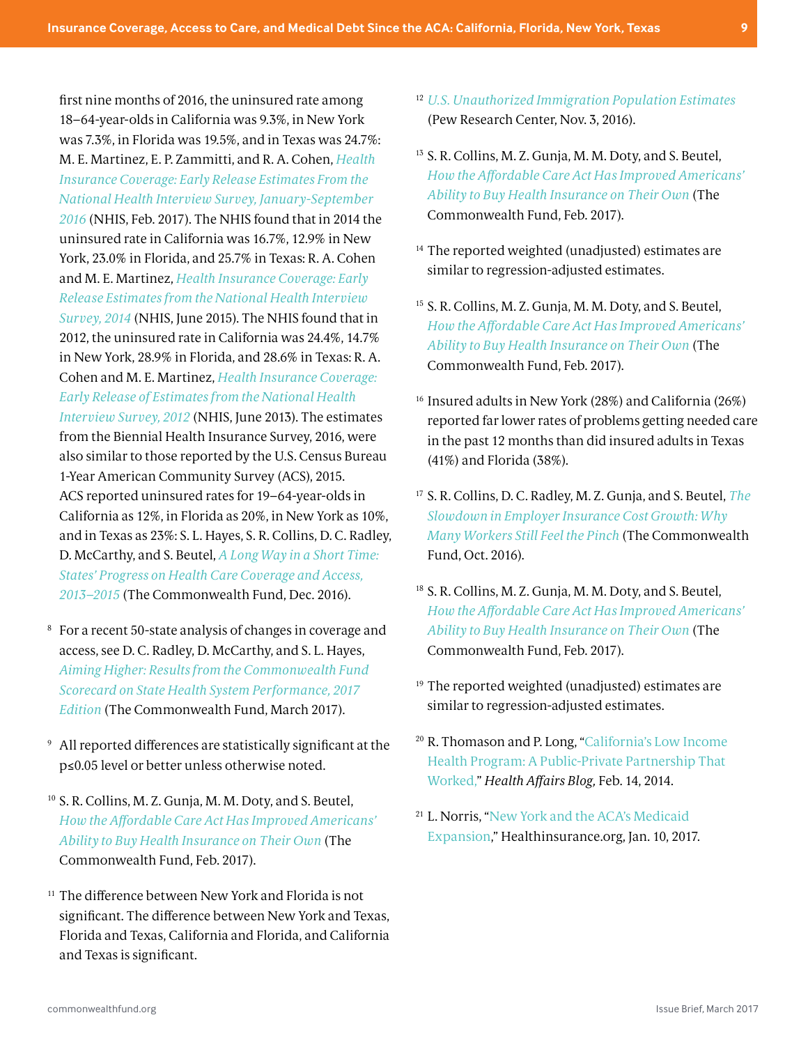first nine months of 2016, the uninsured rate among 18–64-year-olds in California was 9.3%, in New York was 7.3%, in Florida was 19.5%, and in Texas was 24.7%: M. E. Martinez, E. P. Zammitti, and R. A. Cohen, *Health Insurance Coverage: Early Release Estimates From the National Health Interview Survey, January-September 2016* (NHIS, Feb. 2017). The NHIS found that in 2014 the uninsured rate in California was 16.7%, 12.9% in New York, 23.0% in Florida, and 25.7% in Texas: R. A. Cohen and M. E. Martinez, *Health Insurance Coverage: Early Release Estimates from the National Health Interview Survey, 2014* (NHIS, June 2015). The NHIS found that in 2012, the uninsured rate in California was 24.4%, 14.7% in New York, 28.9% in Florida, and 28.6% in Texas: R. A. Cohen and M. E. Martinez, *Health Insurance Coverage: Early Release of Estimates from the National Health Interview Survey, 2012* (NHIS, June 2013). The estimates from the Biennial Health Insurance Survey, 2016, were also similar to those reported by the U.S. Census Bureau 1-Year American Community Survey (ACS), 2015. ACS reported uninsured rates for 19–64-year-olds in California as 12%, in Florida as 20%, in New York as 10%, and in Texas as 23%: S. L. Hayes, S. R. Collins, D. C. Radley, D. McCarthy, and S. Beutel, *A Long Way in a Short Time: States' Progress on Health Care Coverage and Access, 2013–2015* (The Commonwealth Fund, Dec. 2016).

[8] For a recent 50-state analysis of changes in coverage and access, see D. C. Radley, D. McCarthy, and S. L. Hayes, *Aiming Higher: Results from the Commonwealth Fund Scorecard on State Health System Performance, 2017 Edition* (The Commonwealth Fund, March 2017).

[9] All reported differences are statistically significant at the p≤0.05 level or better unless otherwise noted.

[10] S. R. Collins, M. Z. Gunja, M. M. Doty, and S. Beutel, *How the Affordable Care Act Has Improved Americans' Ability to Buy Health Insurance on Their Own* (The Commonwealth Fund, Feb. 2017).

[11] The difference between New York and Florida is not significant. The difference between New York and Texas, Florida and Texas, California and Florida, and California and Texas is significant.

[12] *U.S. Unauthorized Immigration Population Estimates* (Pew Research Center, Nov. 3, 2016).

[13] S. R. Collins, M. Z. Gunja, M. M. Doty, and S. Beutel, *How the Affordable Care Act Has Improved Americans' Ability to Buy Health Insurance on Their Own* (The Commonwealth Fund, Feb. 2017).

[14] The reported weighted (unadjusted) estimates are similar to regression-adjusted estimates.

[15] S. R. Collins, M. Z. Gunja, M. M. Doty, and S. Beutel, *How the Affordable Care Act Has Improved Americans' Ability to Buy Health Insurance on Their Own* (The Commonwealth Fund, Feb. 2017).

[16] Insured adults in New York (28%) and California (26%) reported far lower rates of problems getting needed care in the past 12 months than did insured adults in Texas (41%) and Florida (38%).

[17] S. R. Collins, D. C. Radley, M. Z. Gunja, and S. Beutel, *The Slowdown in Employer Insurance Cost Growth: Why Many Workers Still Feel the Pinch* (The Commonwealth Fund, Oct. 2016).

[18] S. R. Collins, M. Z. Gunja, M. M. Doty, and S. Beutel, *How the Affordable Care Act Has Improved Americans' Ability to Buy Health Insurance on Their Own* (The Commonwealth Fund, Feb. 2017).

[19] The reported weighted (unadjusted) estimates are similar to regression-adjusted estimates.

[20] R. Thomason and P. Long, "California's Low Income Health Program: A Public-Private Partnership That Worked," *Health Affairs Blog,* Feb. 14, 2014.

[21] L. Norris, "New York and the ACA's Medicaid Expansion," Healthinsurance.org, Jan. 10, 2017.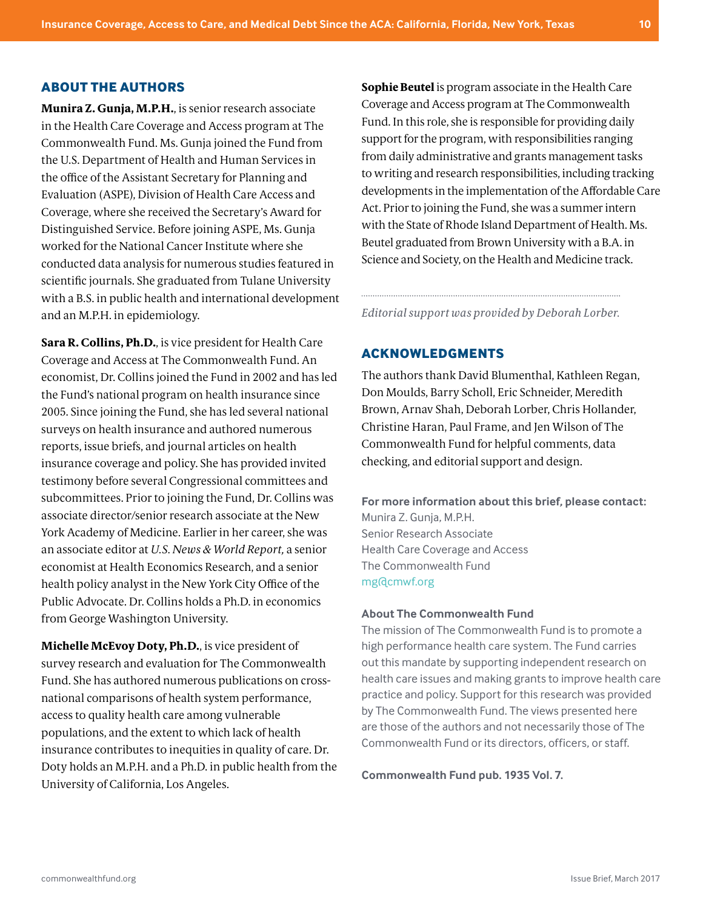## ABOUT THE AUTHORS

**Munira Z. Gunja, M.P.H.**, is senior research associate in the Health Care Coverage and Access program at The Commonwealth Fund. Ms. Gunja joined the Fund from the U.S. Department of Health and Human Services in the office of the Assistant Secretary for Planning and Evaluation (ASPE), Division of Health Care Access and Coverage, where she received the Secretary's Award for Distinguished Service. Before joining ASPE, Ms. Gunja worked for the National Cancer Institute where she conducted data analysis for numerous studies featured in scientific journals. She graduated from Tulane University with a B.S. in public health and international development and an M.P.H. in epidemiology.

**Sara R. Collins, Ph.D.**, is vice president for Health Care Coverage and Access at The Commonwealth Fund. An economist, Dr. Collins joined the Fund in 2002 and has led the Fund's national program on health insurance since 2005. Since joining the Fund, she has led several national surveys on health insurance and authored numerous reports, issue briefs, and journal articles on health insurance coverage and policy. She has provided invited testimony before several Congressional committees and subcommittees. Prior to joining the Fund, Dr. Collins was associate director/senior research associate at the New York Academy of Medicine. Earlier in her career, she was an associate editor at *U.S. News & World Report,* a senior economist at Health Economics Research, and a senior health policy analyst in the New York City Office of the Public Advocate. Dr. Collins holds a Ph.D. in economics from George Washington University.

**Michelle McEvoy Doty, Ph.D.**, is vice president of survey research and evaluation for The Commonwealth Fund. She has authored numerous publications on cross-national comparisons of health system performance, access to quality health care among vulnerable populations, and the extent to which lack of health insurance contributes to inequities in quality of care. Dr. Doty holds an M.P.H. and a Ph.D. in public health from the University of California, Los Angeles.

**Sophie Beutel** is program associate in the Health Care Coverage and Access program at The Commonwealth Fund. In this role, she is responsible for providing daily support for the program, with responsibilities ranging from daily administrative and grants management tasks to writing and research responsibilities, including tracking developments in the implementation of the Affordable Care Act. Prior to joining the Fund, she was a summer intern with the State of Rhode Island Department of Health. Ms. Beutel graduated from Brown University with a B.A. in Science and Society, on the Health and Medicine track.

*Editorial support was provided by Deborah Lorber.*

## ACKNOWLEDGMENTS

The authors thank David Blumenthal, Kathleen Regan, Don Moulds, Barry Scholl, Eric Schneider, Meredith Brown, Arnav Shah, Deborah Lorber, Chris Hollander, Christine Haran, Paul Frame, and Jen Wilson of The Commonwealth Fund for helpful comments, data checking, and editorial support and design.

**For more information about this brief, please contact:**
Munira Z. Gunja, M.P.H.
Senior Research Associate
Health Care Coverage and Access
The Commonwealth Fund
mg@cmwf.org

**About The Commonwealth Fund**
The mission of The Commonwealth Fund is to promote a high performance health care system. The Fund carries out this mandate by supporting independent research on health care issues and making grants to improve health care practice and policy. Support for this research was provided by The Commonwealth Fund. The views presented here are those of the authors and not necessarily those of The Commonwealth Fund or its directors, officers, or staff.

**Commonwealth Fund pub. 1935 Vol. 7.**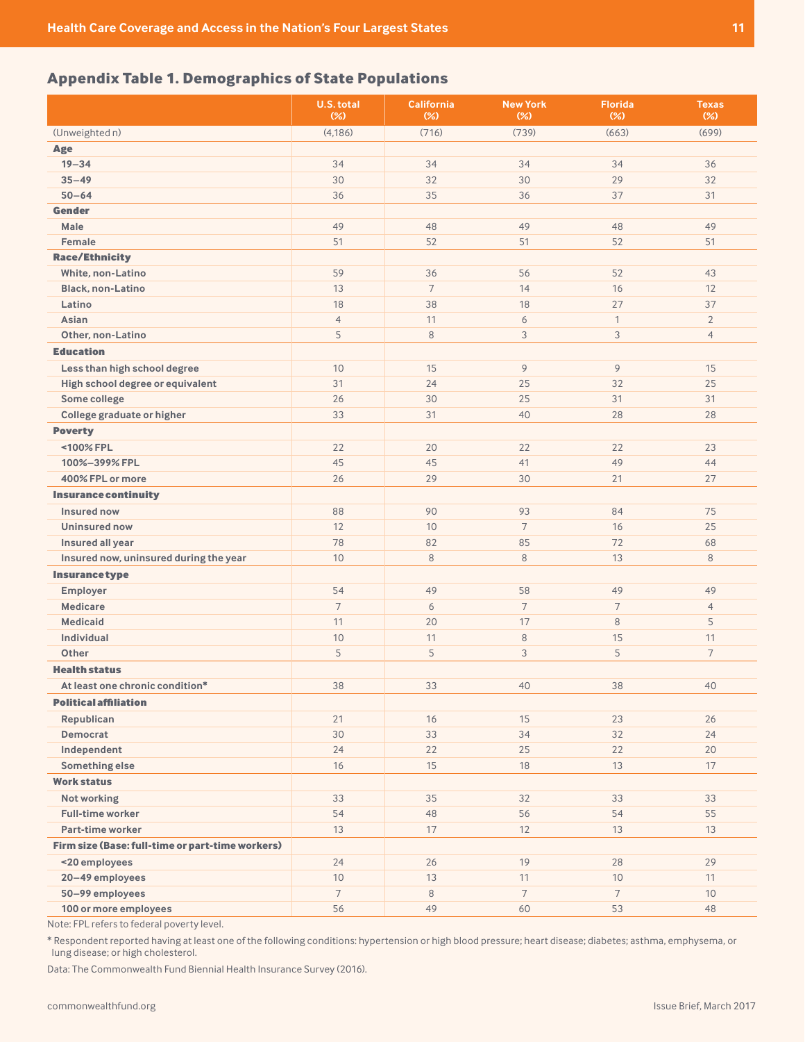## Appendix Table 1. Demographics of State Populations

| | U.S. total (%) | California (%) | New York (%) | Florida (%) | Texas (%) |
|---|---|---|---|---|---|
| (Unweighted n) | (4,186) | (716) | (739) | (663) | (699) |
| **Age** | | | | | |
| 19–34 | 34 | 34 | 34 | 34 | 36 |
| 35–49 | 30 | 32 | 30 | 29 | 32 |
| 50–64 | 36 | 35 | 36 | 37 | 31 |
| **Gender** | | | | | |
| Male | 49 | 48 | 49 | 48 | 49 |
| Female | 51 | 52 | 51 | 52 | 51 |
| **Race/Ethnicity** | | | | | |
| White, non-Latino | 59 | 36 | 56 | 52 | 43 |
| Black, non-Latino | 13 | 7 | 14 | 16 | 12 |
| Latino | 18 | 38 | 18 | 27 | 37 |
| Asian | 4 | 11 | 6 | 1 | 2 |
| Other, non-Latino | 5 | 8 | 3 | 3 | 4 |
| **Education** | | | | | |
| Less than high school degree | 10 | 15 | 9 | 9 | 15 |
| High school degree or equivalent | 31 | 24 | 25 | 32 | 25 |
| Some college | 26 | 30 | 25 | 31 | 31 |
| College graduate or higher | 33 | 31 | 40 | 28 | 28 |
| **Poverty** | | | | | |
| <100% FPL | 22 | 20 | 22 | 22 | 23 |
| 100%–399% FPL | 45 | 45 | 41 | 49 | 44 |
| 400% FPL or more | 26 | 29 | 30 | 21 | 27 |
| **Insurance continuity** | | | | | |
| Insured now | 88 | 90 | 93 | 84 | 75 |
| Uninsured now | 12 | 10 | 7 | 16 | 25 |
| Insured all year | 78 | 82 | 85 | 72 | 68 |
| Insured now, uninsured during the year | 10 | 8 | 8 | 13 | 8 |
| **Insurance type** | | | | | |
| Employer | 54 | 49 | 58 | 49 | 49 |
| Medicare | 7 | 6 | 7 | 7 | 4 |
| Medicaid | 11 | 20 | 17 | 8 | 5 |
| Individual | 10 | 11 | 8 | 15 | 11 |
| Other | 5 | 5 | 3 | 5 | 7 |
| **Health status** | | | | | |
| At least one chronic condition* | 38 | 33 | 40 | 38 | 40 |
| **Political affiliation** | | | | | |
| Republican | 21 | 16 | 15 | 23 | 26 |
| Democrat | 30 | 33 | 34 | 32 | 24 |
| Independent | 24 | 22 | 25 | 22 | 20 |
| Something else | 16 | 15 | 18 | 13 | 17 |
| **Work status** | | | | | |
| Not working | 33 | 35 | 32 | 33 | 33 |
| Full-time worker | 54 | 48 | 56 | 54 | 55 |
| Part-time worker | 13 | 17 | 12 | 13 | 13 |
| **Firm size (Base: full-time or part-time workers)** | | | | | |
| <20 employees | 24 | 26 | 19 | 28 | 29 |
| 20–49 employees | 10 | 13 | 11 | 10 | 11 |
| 50–99 employees | 7 | 8 | 7 | 7 | 10 |
| 100 or more employees | 56 | 49 | 60 | 53 | 48 |

Note: FPL refers to federal poverty level.

* Respondent reported having at least one of the following conditions: hypertension or high blood pressure; heart disease; diabetes; asthma, emphysema, or lung disease; or high cholesterol.

Data: The Commonwealth Fund Biennial Health Insurance Survey (2016).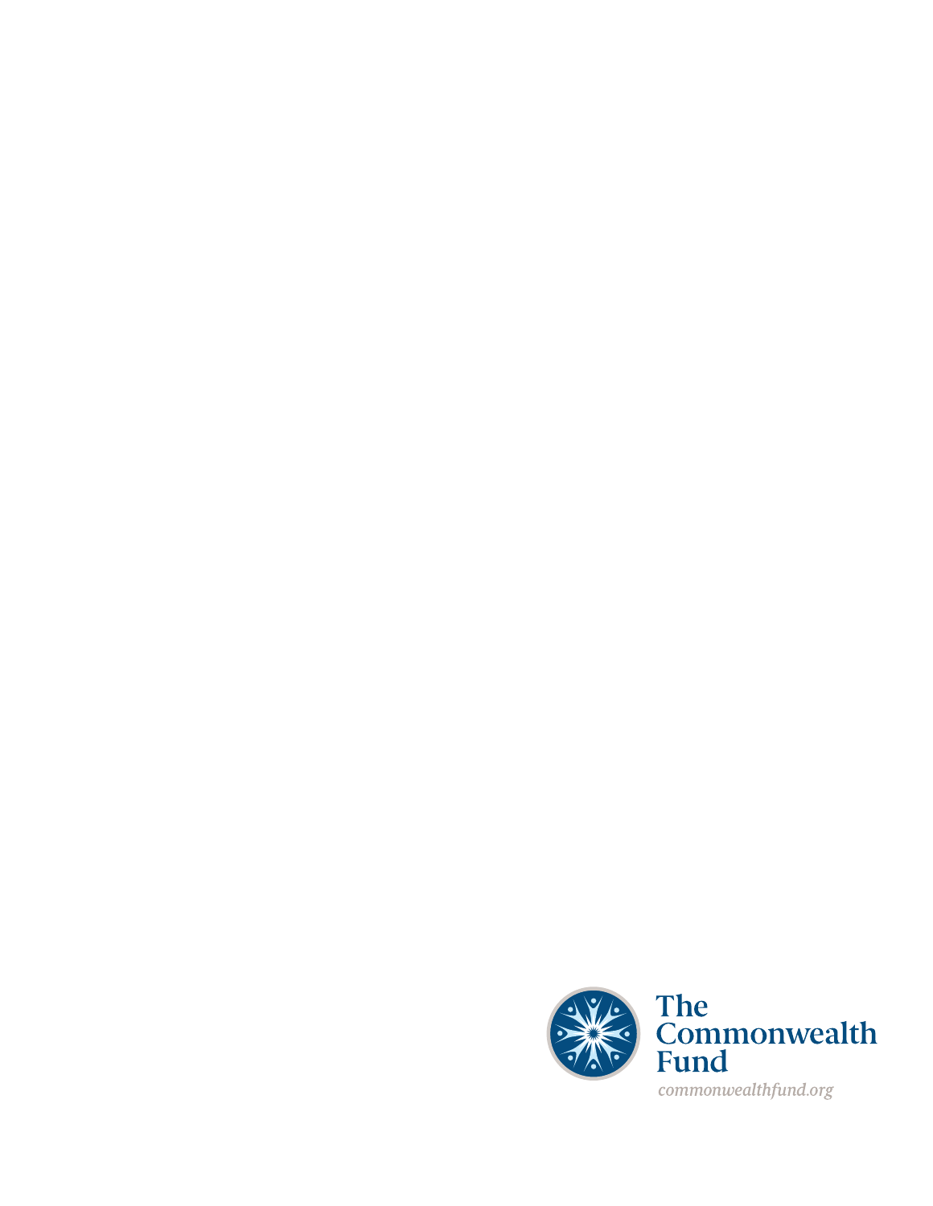The Commonwealth Fund

*commonwealthfund.org*